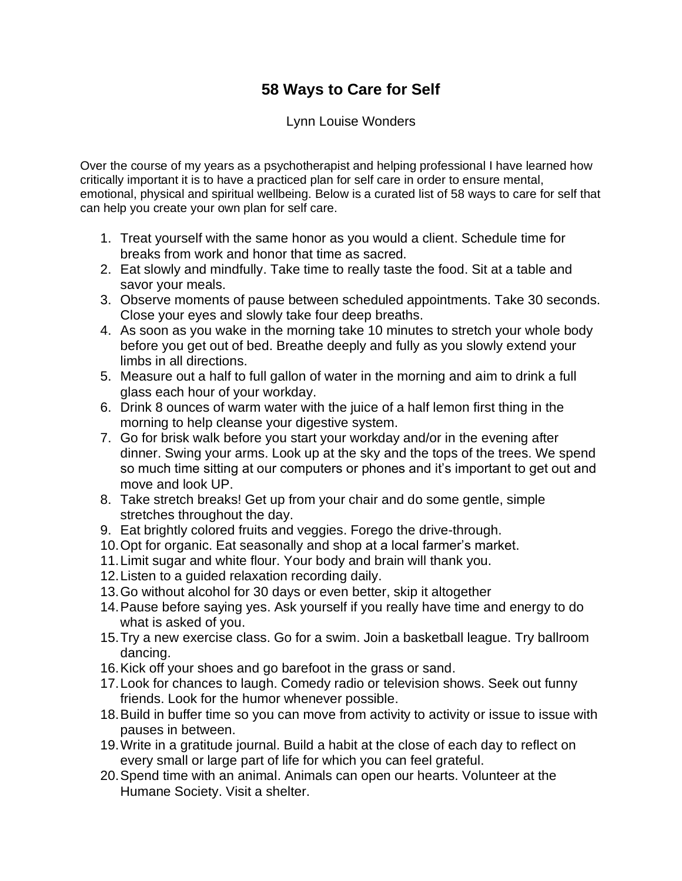# 58 Ways to Care for Self

Lynn Louise Wonders

Over the course of my years as a psychotherapist and helping professional I have learned how critically important it is to have a practiced plan for self care in order to ensure mental, emotional, physical and spiritual wellbeing. Below is a curated list of 58 ways to care for self that can help you create your own plan for self care.

1. Treat yourself with the same honor as you would a client. Schedule time for breaks from work and honor that time as sacred.
2. Eat slowly and mindfully. Take time to really taste the food. Sit at a table and savor your meals.
3. Observe moments of pause between scheduled appointments. Take 30 seconds. Close your eyes and slowly take four deep breaths.
4. As soon as you wake in the morning take 10 minutes to stretch your whole body before you get out of bed. Breathe deeply and fully as you slowly extend your limbs in all directions.
5. Measure out a half to full gallon of water in the morning and aim to drink a full glass each hour of your workday.
6. Drink 8 ounces of warm water with the juice of a half lemon first thing in the morning to help cleanse your digestive system.
7. Go for brisk walk before you start your workday and/or in the evening after dinner. Swing your arms. Look up at the sky and the tops of the trees. We spend so much time sitting at our computers or phones and it's important to get out and move and look UP.
8. Take stretch breaks! Get up from your chair and do some gentle, simple stretches throughout the day.
9. Eat brightly colored fruits and veggies. Forego the drive-through.
10. Opt for organic. Eat seasonally and shop at a local farmer's market.
11. Limit sugar and white flour. Your body and brain will thank you.
12. Listen to a guided relaxation recording daily.
13. Go without alcohol for 30 days or even better, skip it altogether
14. Pause before saying yes. Ask yourself if you really have time and energy to do what is asked of you.
15. Try a new exercise class. Go for a swim. Join a basketball league. Try ballroom dancing.
16. Kick off your shoes and go barefoot in the grass or sand.
17. Look for chances to laugh. Comedy radio or television shows. Seek out funny friends. Look for the humor whenever possible.
18. Build in buffer time so you can move from activity to activity or issue to issue with pauses in between.
19. Write in a gratitude journal. Build a habit at the close of each day to reflect on every small or large part of life for which you can feel grateful.
20. Spend time with an animal. Animals can open our hearts. Volunteer at the Humane Society. Visit a shelter.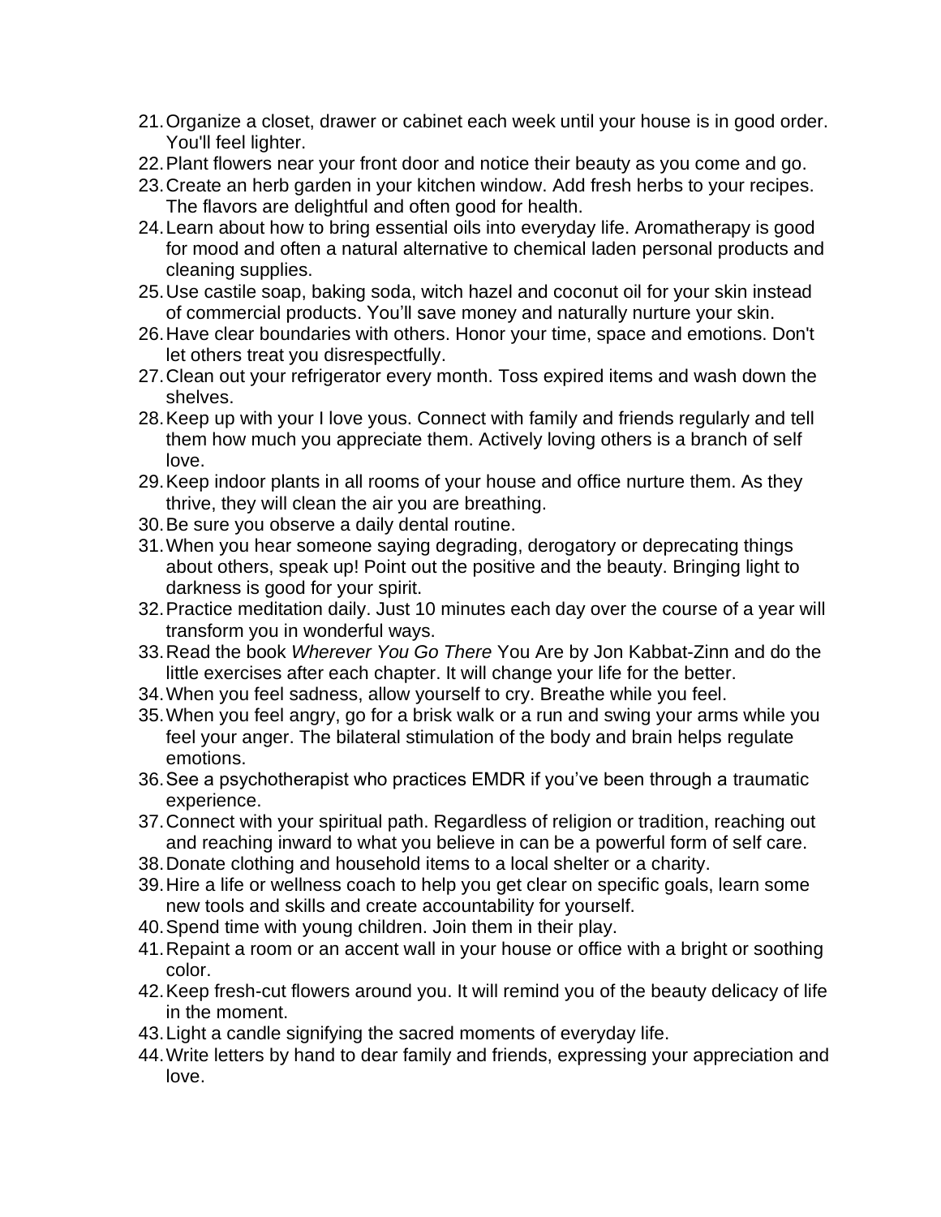21. Organize a closet, drawer or cabinet each week until your house is in good order. You'll feel lighter.
22. Plant flowers near your front door and notice their beauty as you come and go.
23. Create an herb garden in your kitchen window. Add fresh herbs to your recipes. The flavors are delightful and often good for health.
24. Learn about how to bring essential oils into everyday life. Aromatherapy is good for mood and often a natural alternative to chemical laden personal products and cleaning supplies.
25. Use castile soap, baking soda, witch hazel and coconut oil for your skin instead of commercial products. You'll save money and naturally nurture your skin.
26. Have clear boundaries with others. Honor your time, space and emotions. Don't let others treat you disrespectfully.
27. Clean out your refrigerator every month. Toss expired items and wash down the shelves.
28. Keep up with your I love yous. Connect with family and friends regularly and tell them how much you appreciate them. Actively loving others is a branch of self love.
29. Keep indoor plants in all rooms of your house and office nurture them. As they thrive, they will clean the air you are breathing.
30. Be sure you observe a daily dental routine.
31. When you hear someone saying degrading, derogatory or deprecating things about others, speak up! Point out the positive and the beauty. Bringing light to darkness is good for your spirit.
32. Practice meditation daily. Just 10 minutes each day over the course of a year will transform you in wonderful ways.
33. Read the book *Wherever You Go There* You Are by Jon Kabbat-Zinn and do the little exercises after each chapter. It will change your life for the better.
34. When you feel sadness, allow yourself to cry. Breathe while you feel.
35. When you feel angry, go for a brisk walk or a run and swing your arms while you feel your anger. The bilateral stimulation of the body and brain helps regulate emotions.
36. See a psychotherapist who practices EMDR if you've been through a traumatic experience.
37. Connect with your spiritual path. Regardless of religion or tradition, reaching out and reaching inward to what you believe in can be a powerful form of self care.
38. Donate clothing and household items to a local shelter or a charity.
39. Hire a life or wellness coach to help you get clear on specific goals, learn some new tools and skills and create accountability for yourself.
40. Spend time with young children. Join them in their play.
41. Repaint a room or an accent wall in your house or office with a bright or soothing color.
42. Keep fresh-cut flowers around you. It will remind you of the beauty delicacy of life in the moment.
43. Light a candle signifying the sacred moments of everyday life.
44. Write letters by hand to dear family and friends, expressing your appreciation and love.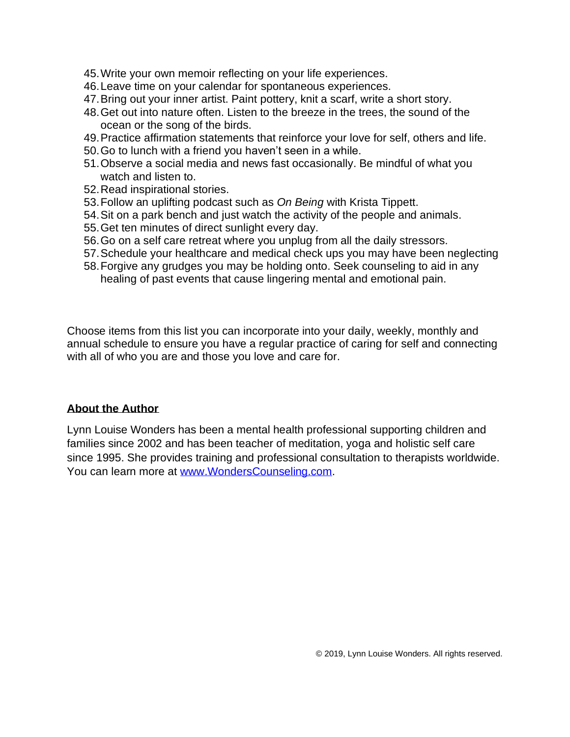45. Write your own memoir reflecting on your life experiences.
46. Leave time on your calendar for spontaneous experiences.
47. Bring out your inner artist. Paint pottery, knit a scarf, write a short story.
48. Get out into nature often. Listen to the breeze in the trees, the sound of the ocean or the song of the birds.
49. Practice affirmation statements that reinforce your love for self, others and life.
50. Go to lunch with a friend you haven't seen in a while.
51. Observe a social media and news fast occasionally. Be mindful of what you watch and listen to.
52. Read inspirational stories.
53. Follow an uplifting podcast such as *On Being* with Krista Tippett.
54. Sit on a park bench and just watch the activity of the people and animals.
55. Get ten minutes of direct sunlight every day.
56. Go on a self care retreat where you unplug from all the daily stressors.
57. Schedule your healthcare and medical check ups you may have been neglecting
58. Forgive any grudges you may be holding onto. Seek counseling to aid in any healing of past events that cause lingering mental and emotional pain.

Choose items from this list you can incorporate into your daily, weekly, monthly and annual schedule to ensure you have a regular practice of caring for self and connecting with all of who you are and those you love and care for.

**About the Author**

Lynn Louise Wonders has been a mental health professional supporting children and families since 2002 and has been teacher of meditation, yoga and holistic self care since 1995. She provides training and professional consultation to therapists worldwide. You can learn more at [www.WondersCounseling.com](http://www.WondersCounseling.com).

© 2019, Lynn Louise Wonders. All rights reserved.